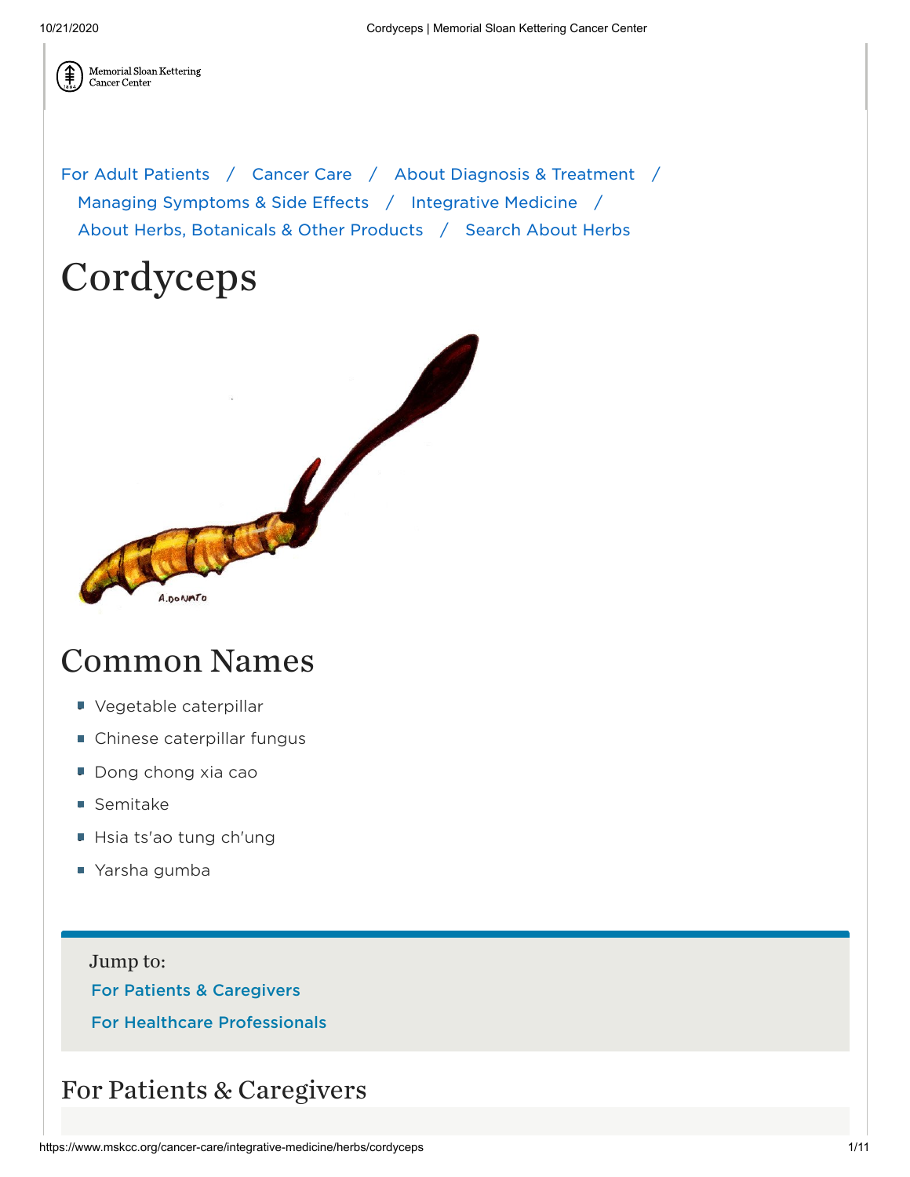For Adult Patients / Cancer Care / About Diagnosis & Treatment / Managing Symptoms & Side Effects / Integrative Medicine / About Herbs, Botanicals & Other Products / Search About Herbs

# Cordyceps

## Common Names

- Vegetable caterpillar
- Chinese caterpillar fungus
- Dong chong xia cao
- Semitake
- Hsia ts'ao tung ch'ung
- Yarsha gumba

Jump to:

For Patients & Caregivers

For Healthcare Professionals

## For Patients & Caregivers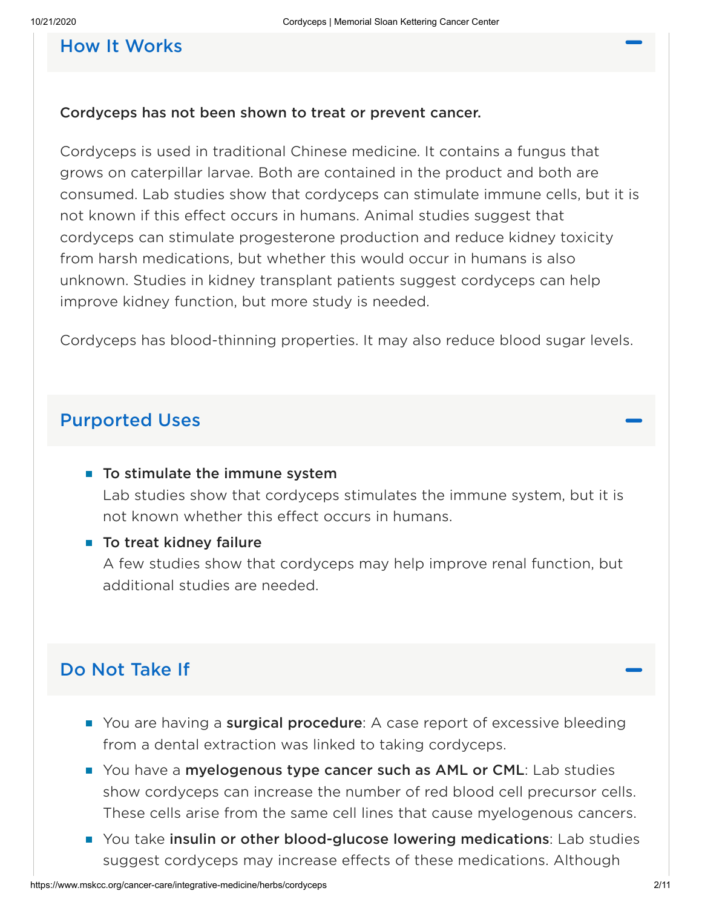## How It Works

**Cordyceps has not been shown to treat or prevent cancer.**

Cordyceps is used in traditional Chinese medicine. It contains a fungus that grows on caterpillar larvae. Both are contained in the product and both are consumed. Lab studies show that cordyceps can stimulate immune cells, but it is not known if this effect occurs in humans. Animal studies suggest that cordyceps can stimulate progesterone production and reduce kidney toxicity from harsh medications, but whether this would occur in humans is also unknown. Studies in kidney transplant patients suggest cordyceps can help improve kidney function, but more study is needed.

Cordyceps has blood-thinning properties. It may also reduce blood sugar levels.

## Purported Uses

- **To stimulate the immune system**
  Lab studies show that cordyceps stimulates the immune system, but it is not known whether this effect occurs in humans.
- **To treat kidney failure**
  A few studies show that cordyceps may help improve renal function, but additional studies are needed.

## Do Not Take If

- You are having a **surgical procedure**: A case report of excessive bleeding from a dental extraction was linked to taking cordyceps.
- You have a **myelogenous type cancer such as AML or CML**: Lab studies show cordyceps can increase the number of red blood cell precursor cells. These cells arise from the same cell lines that cause myelogenous cancers.
- You take **insulin or other blood-glucose lowering medications**: Lab studies suggest cordyceps may increase effects of these medications. Although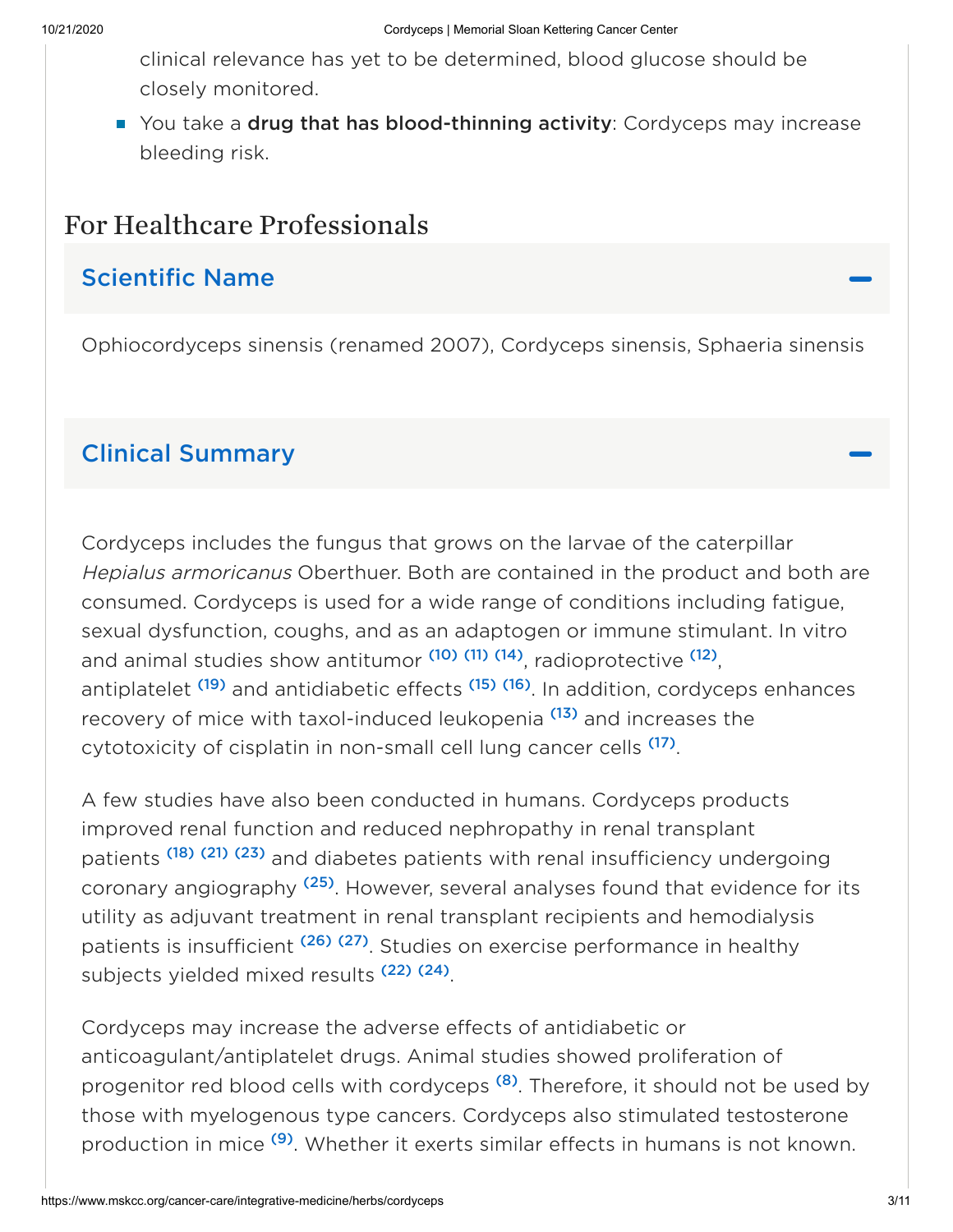clinical relevance has yet to be determined, blood glucose should be closely monitored.

- You take a **drug that has blood-thinning activity**: Cordyceps may increase bleeding risk.

## For Healthcare Professionals

### Scientific Name

Ophiocordyceps sinensis (renamed 2007), Cordyceps sinensis, Sphaeria sinensis

### Clinical Summary

Cordyceps includes the fungus that grows on the larvae of the caterpillar *Hepialus armoricanus* Oberthuer. Both are contained in the product and both are consumed. Cordyceps is used for a wide range of conditions including fatigue, sexual dysfunction, coughs, and as an adaptogen or immune stimulant. In vitro and animal studies show antitumor [10] [11] [14], radioprotective [12], antiplatelet [19] and antidiabetic effects [15] [16]. In addition, cordyceps enhances recovery of mice with taxol-induced leukopenia [13] and increases the cytotoxicity of cisplatin in non-small cell lung cancer cells [17].

A few studies have also been conducted in humans. Cordyceps products improved renal function and reduced nephropathy in renal transplant patients [18] [21] [23] and diabetes patients with renal insufficiency undergoing coronary angiography [25]. However, several analyses found that evidence for its utility as adjuvant treatment in renal transplant recipients and hemodialysis patients is insufficient [26] [27]. Studies on exercise performance in healthy subjects yielded mixed results [22] [24].

Cordyceps may increase the adverse effects of antidiabetic or anticoagulant/antiplatelet drugs. Animal studies showed proliferation of progenitor red blood cells with cordyceps [8]. Therefore, it should not be used by those with myelogenous type cancers. Cordyceps also stimulated testosterone production in mice [9]. Whether it exerts similar effects in humans is not known.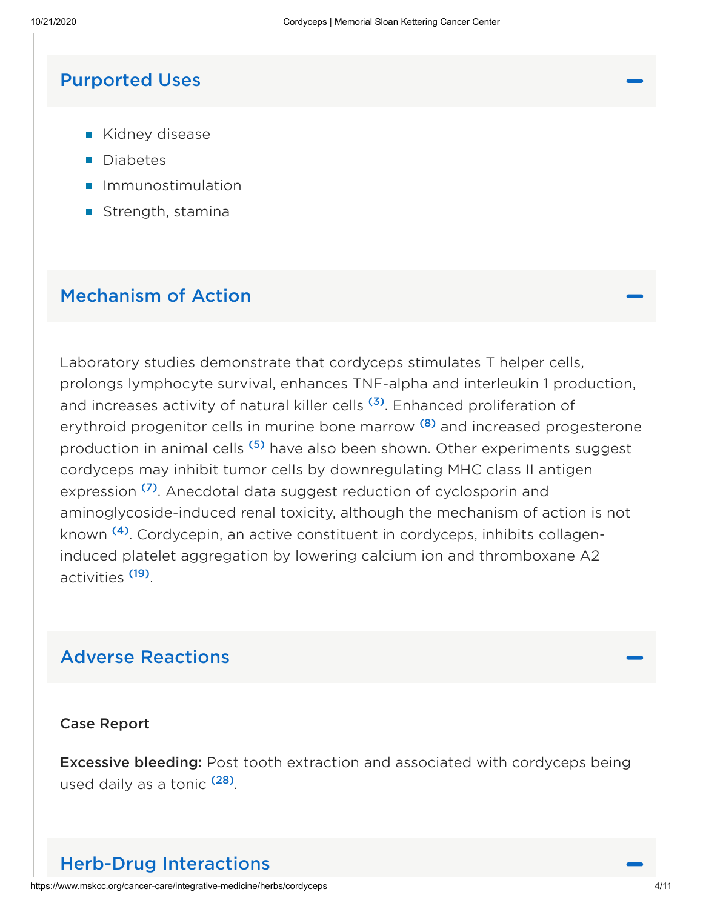## Purported Uses

- Kidney disease
- Diabetes
- Immunostimulation
- Strength, stamina

## Mechanism of Action

Laboratory studies demonstrate that cordyceps stimulates T helper cells, prolongs lymphocyte survival, enhances TNF-alpha and interleukin 1 production, and increases activity of natural killer cells [3]. Enhanced proliferation of erythroid progenitor cells in murine bone marrow [8] and increased progesterone production in animal cells [5] have also been shown. Other experiments suggest cordyceps may inhibit tumor cells by downregulating MHC class II antigen expression [7]. Anecdotal data suggest reduction of cyclosporin and aminoglycoside-induced renal toxicity, although the mechanism of action is not known [4]. Cordycepin, an active constituent in cordyceps, inhibits collagen-induced platelet aggregation by lowering calcium ion and thromboxane A2 activities [19].

## Adverse Reactions

### Case Report

**Excessive bleeding:** Post tooth extraction and associated with cordyceps being used daily as a tonic [28].

## Herb-Drug Interactions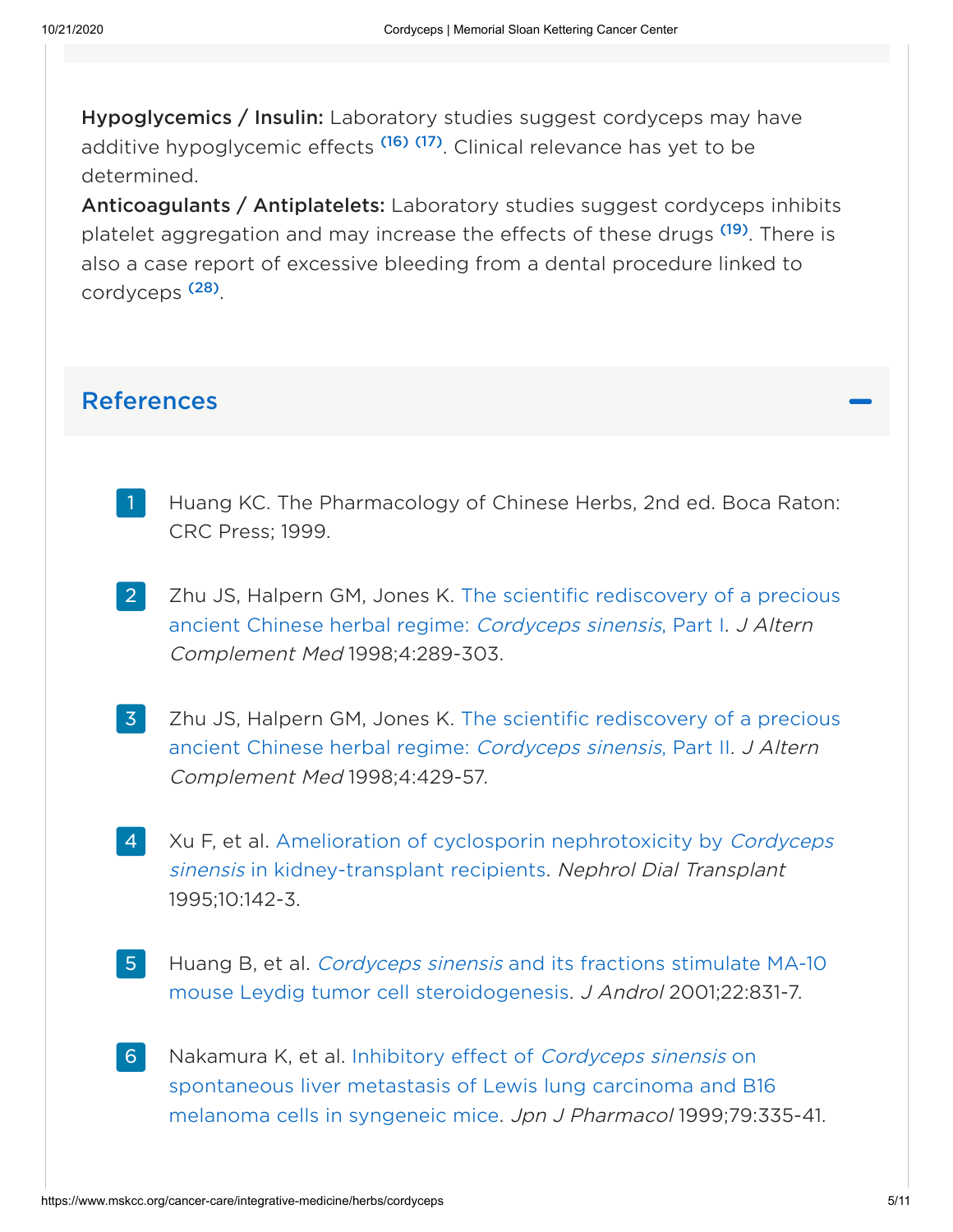**Hypoglycemics / Insulin:** Laboratory studies suggest cordyceps may have additive hypoglycemic effects [16] [17]. Clinical relevance has yet to be determined.

**Anticoagulants / Antiplatelets:** Laboratory studies suggest cordyceps inhibits platelet aggregation and may increase the effects of these drugs [19]. There is also a case report of excessive bleeding from a dental procedure linked to cordyceps [28].

## References

1. Huang KC. The Pharmacology of Chinese Herbs, 2nd ed. Boca Raton: CRC Press; 1999.

2. Zhu JS, Halpern GM, Jones K. The scientific rediscovery of a precious ancient Chinese herbal regime: *Cordyceps sinensis*, Part I. *J Altern Complement Med* 1998;4:289-303.

3. Zhu JS, Halpern GM, Jones K. The scientific rediscovery of a precious ancient Chinese herbal regime: *Cordyceps sinensis*, Part II. *J Altern Complement Med* 1998;4:429-57.

4. Xu F, et al. Amelioration of cyclosporin nephrotoxicity by *Cordyceps sinensis* in kidney-transplant recipients. *Nephrol Dial Transplant* 1995;10:142-3.

5. Huang B, et al. *Cordyceps sinensis* and its fractions stimulate MA-10 mouse Leydig tumor cell steroidogenesis. *J Androl* 2001;22:831-7.

6. Nakamura K, et al. Inhibitory effect of *Cordyceps sinensis* on spontaneous liver metastasis of Lewis lung carcinoma and B16 melanoma cells in syngeneic mice. *Jpn J Pharmacol* 1999;79:335-41.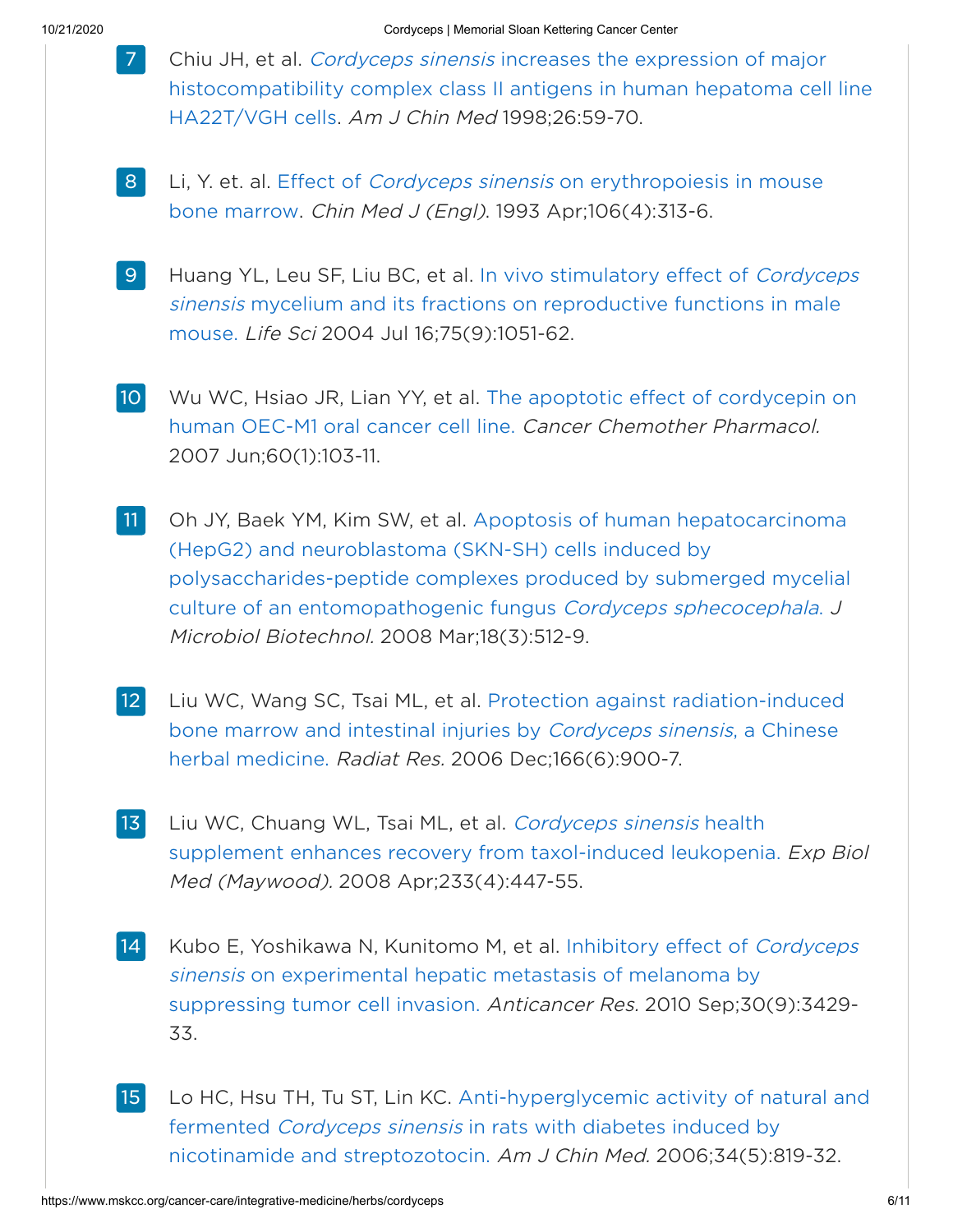7. Chiu JH, et al. *Cordyceps sinensis* increases the expression of major histocompatibility complex class II antigens in human hepatoma cell line HA22T/VGH cells. *Am J Chin Med* 1998;26:59-70.

8. Li, Y. et. al. Effect of *Cordyceps sinensis* on erythropoiesis in mouse bone marrow. *Chin Med J (Engl)*. 1993 Apr;106(4):313-6.

9. Huang YL, Leu SF, Liu BC, et al. In vivo stimulatory effect of *Cordyceps sinensis* mycelium and its fractions on reproductive functions in male mouse. *Life Sci* 2004 Jul 16;75(9):1051-62.

10. Wu WC, Hsiao JR, Lian YY, et al. The apoptotic effect of cordycepin on human OEC-M1 oral cancer cell line. *Cancer Chemother Pharmacol.* 2007 Jun;60(1):103-11.

11. Oh JY, Baek YM, Kim SW, et al. Apoptosis of human hepatocarcinoma (HepG2) and neuroblastoma (SKN-SH) cells induced by polysaccharides-peptide complexes produced by submerged mycelial culture of an entomopathogenic fungus *Cordyceps sphecocephala*. *J Microbiol Biotechnol.* 2008 Mar;18(3):512-9.

12. Liu WC, Wang SC, Tsai ML, et al. Protection against radiation-induced bone marrow and intestinal injuries by *Cordyceps sinensis*, a Chinese herbal medicine. *Radiat Res.* 2006 Dec;166(6):900-7.

13. Liu WC, Chuang WL, Tsai ML, et al. *Cordyceps sinensis* health supplement enhances recovery from taxol-induced leukopenia. *Exp Biol Med (Maywood).* 2008 Apr;233(4):447-55.

14. Kubo E, Yoshikawa N, Kunitomo M, et al. Inhibitory effect of *Cordyceps sinensis* on experimental hepatic metastasis of melanoma by suppressing tumor cell invasion. *Anticancer Res.* 2010 Sep;30(9):3429-33.

15. Lo HC, Hsu TH, Tu ST, Lin KC. Anti-hyperglycemic activity of natural and fermented *Cordyceps sinensis* in rats with diabetes induced by nicotinamide and streptozotocin. *Am J Chin Med.* 2006;34(5):819-32.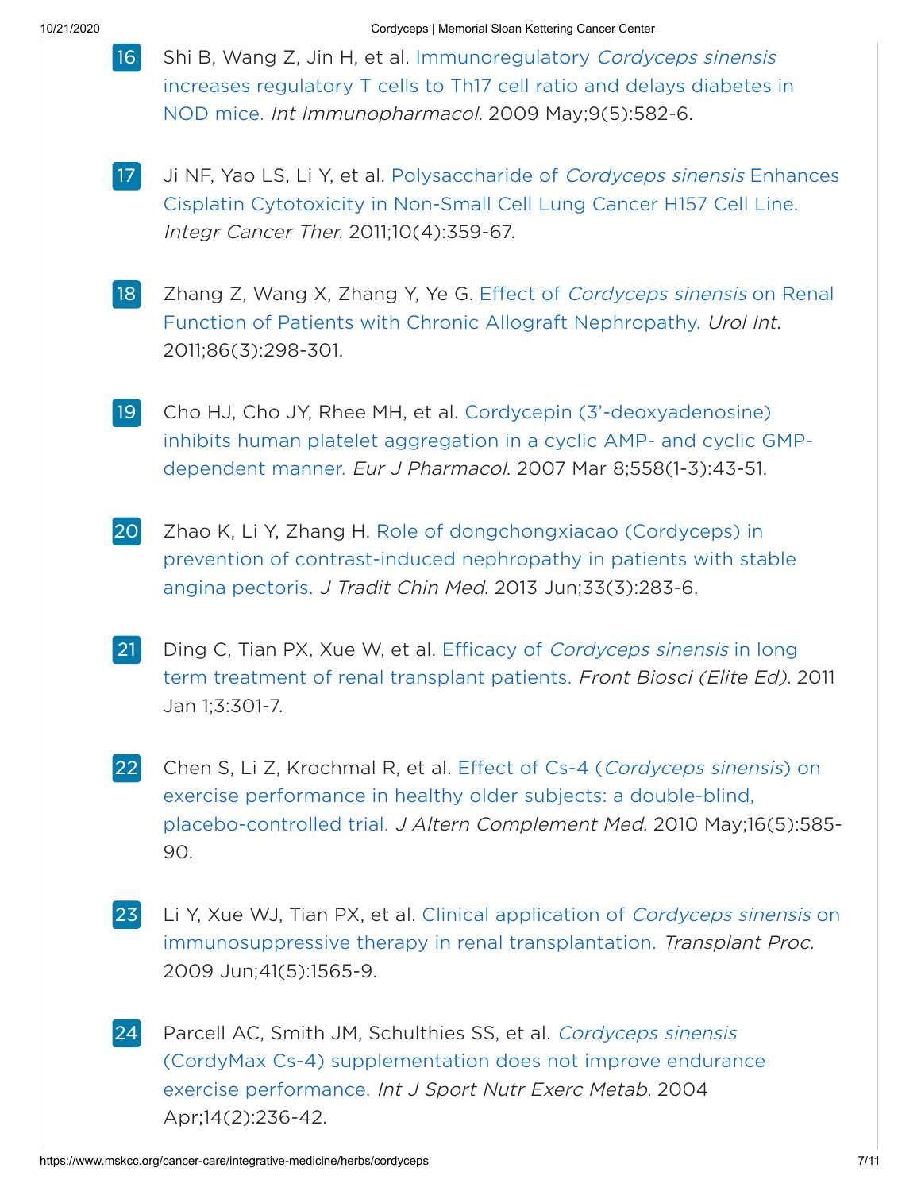16. Shi B, Wang Z, Jin H, et al. Immunoregulatory *Cordyceps sinensis* increases regulatory T cells to Th17 cell ratio and delays diabetes in NOD mice. *Int Immunopharmacol.* 2009 May;9(5):582-6.

17. Ji NF, Yao LS, Li Y, et al. Polysaccharide of *Cordyceps sinensis* Enhances Cisplatin Cytotoxicity in Non-Small Cell Lung Cancer H157 Cell Line. *Integr Cancer Ther.* 2011;10(4):359-67.

18. Zhang Z, Wang X, Zhang Y, Ye G. Effect of *Cordyceps sinensis* on Renal Function of Patients with Chronic Allograft Nephropathy. *Urol Int.* 2011;86(3):298-301.

19. Cho HJ, Cho JY, Rhee MH, et al. Cordycepin (3'-deoxyadenosine) inhibits human platelet aggregation in a cyclic AMP- and cyclic GMP-dependent manner. *Eur J Pharmacol*. 2007 Mar 8;558(1-3):43-51.

20. Zhao K, Li Y, Zhang H. Role of dongchongxiacao (Cordyceps) in prevention of contrast-induced nephropathy in patients with stable angina pectoris. *J Tradit Chin Med.* 2013 Jun;33(3):283-6.

21. Ding C, Tian PX, Xue W, et al. Efficacy of *Cordyceps sinensis* in long term treatment of renal transplant patients. *Front Biosci (Elite Ed).* 2011 Jan 1;3:301-7.

22. Chen S, Li Z, Krochmal R, et al. Effect of Cs-4 (*Cordyceps sinensis*) on exercise performance in healthy older subjects: a double-blind, placebo-controlled trial. *J Altern Complement Med.* 2010 May;16(5):585-90.

23. Li Y, Xue WJ, Tian PX, et al. Clinical application of *Cordyceps sinensis* on immunosuppressive therapy in renal transplantation. *Transplant Proc.* 2009 Jun;41(5):1565-9.

24. Parcell AC, Smith JM, Schulthies SS, et al. *Cordyceps sinensis* (CordyMax Cs-4) supplementation does not improve endurance exercise performance. *Int J Sport Nutr Exerc Metab.* 2004 Apr;14(2):236-42.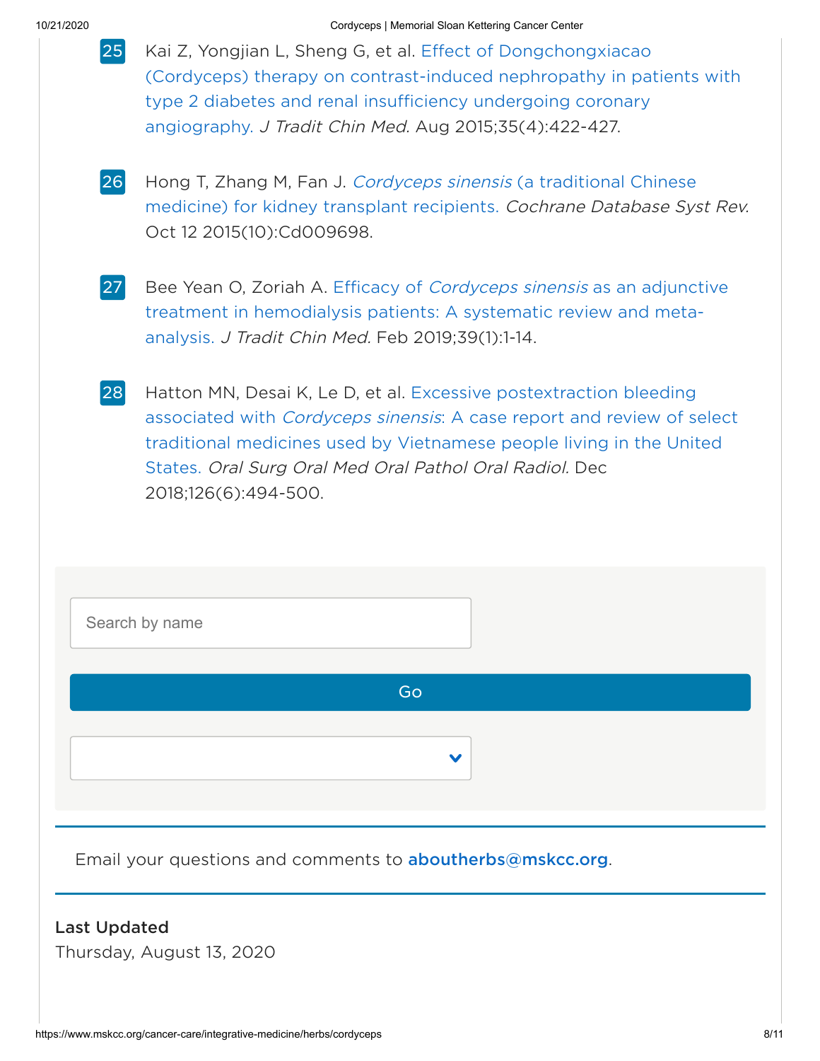25. Kai Z, Yongjian L, Sheng G, et al. Effect of Dongchongxiacao (Cordyceps) therapy on contrast-induced nephropathy in patients with type 2 diabetes and renal insufficiency undergoing coronary angiography. *J Tradit Chin Med.* Aug 2015;35(4):422-427.

26. Hong T, Zhang M, Fan J. *Cordyceps sinensis* (a traditional Chinese medicine) for kidney transplant recipients. *Cochrane Database Syst Rev.* Oct 12 2015(10):Cd009698.

27. Bee Yean O, Zoriah A. Efficacy of *Cordyceps sinensis* as an adjunctive treatment in hemodialysis patients: A systematic review and meta-analysis. *J Tradit Chin Med.* Feb 2019;39(1):1-14.

28. Hatton MN, Desai K, Le D, et al. Excessive postextraction bleeding associated with *Cordyceps sinensis*: A case report and review of select traditional medicines used by Vietnamese people living in the United States. *Oral Surg Oral Med Oral Pathol Oral Radiol.* Dec 2018;126(6):494-500.

Search by name

Go

Email your questions and comments to **aboutherbs@mskcc.org**.

**Last Updated**

Thursday, August 13, 2020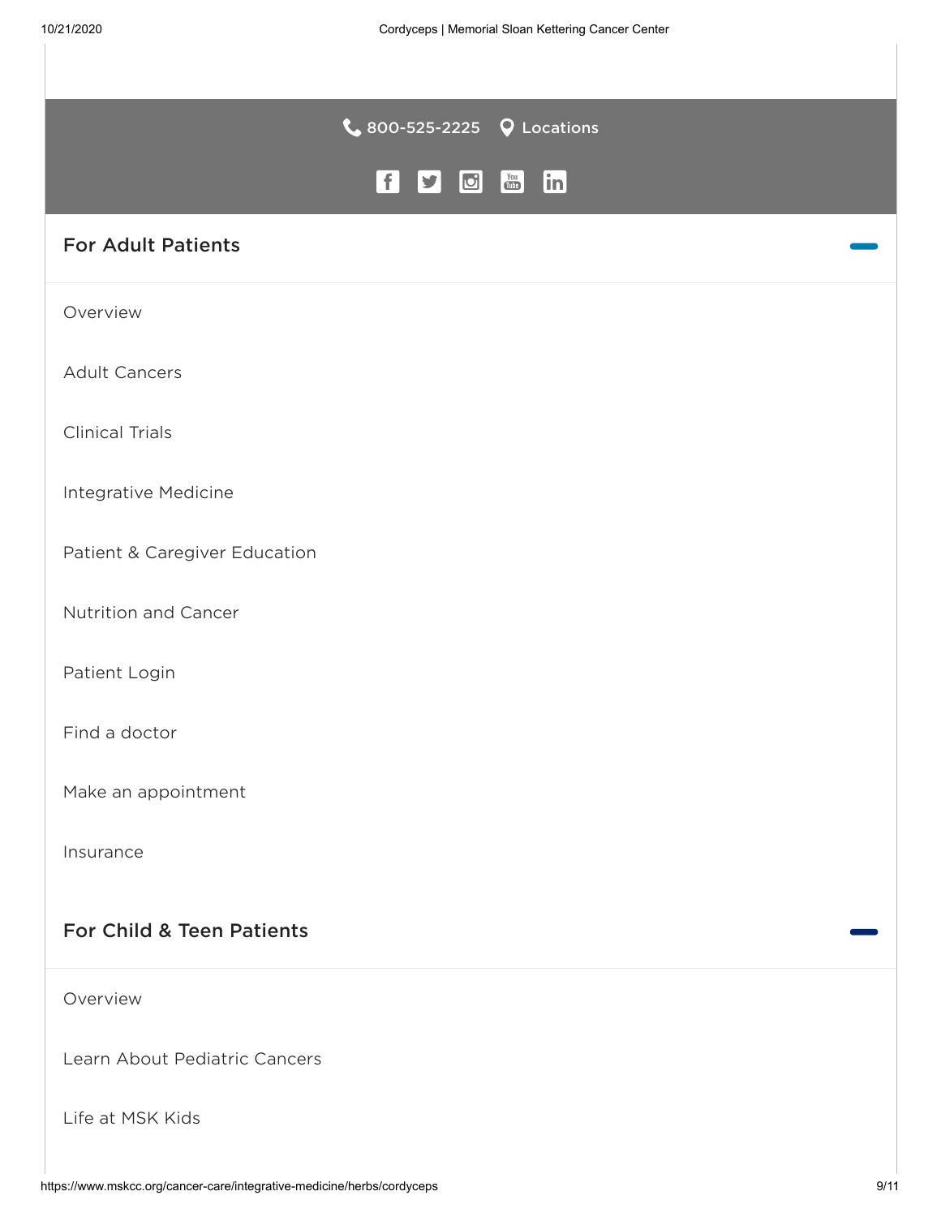800-525-2225 Locations

## For Adult Patients

Overview

Adult Cancers

Clinical Trials

Integrative Medicine

Patient & Caregiver Education

Nutrition and Cancer

Patient Login

Find a doctor

Make an appointment

Insurance

## For Child & Teen Patients

Overview

Learn About Pediatric Cancers

Life at MSK Kids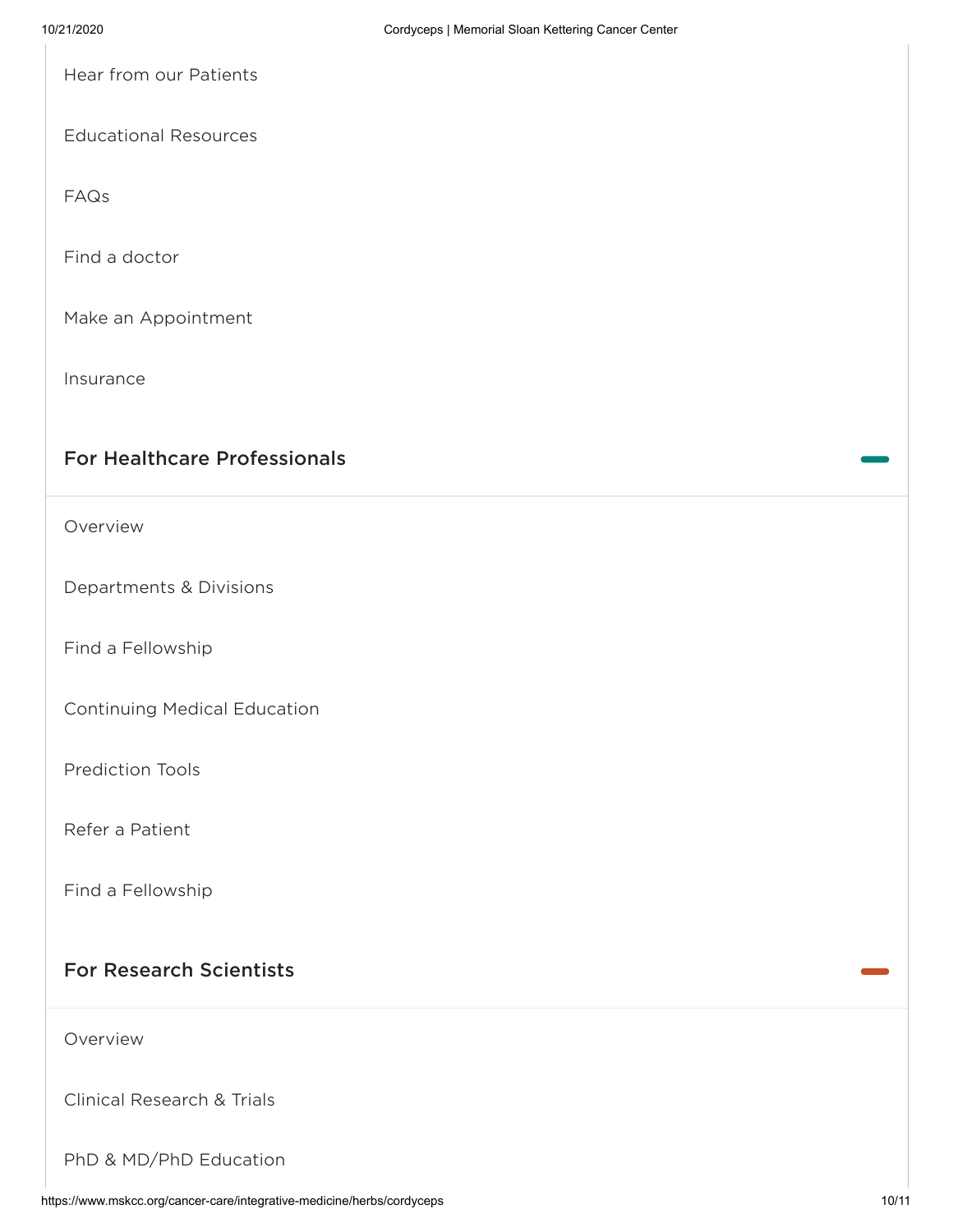Hear from our Patients

Educational Resources

FAQs

Find a doctor

Make an Appointment

Insurance

## For Healthcare Professionals

Overview

Departments & Divisions

Find a Fellowship

Continuing Medical Education

Prediction Tools

Refer a Patient

Find a Fellowship

## For Research Scientists

Overview

Clinical Research & Trials

PhD & MD/PhD Education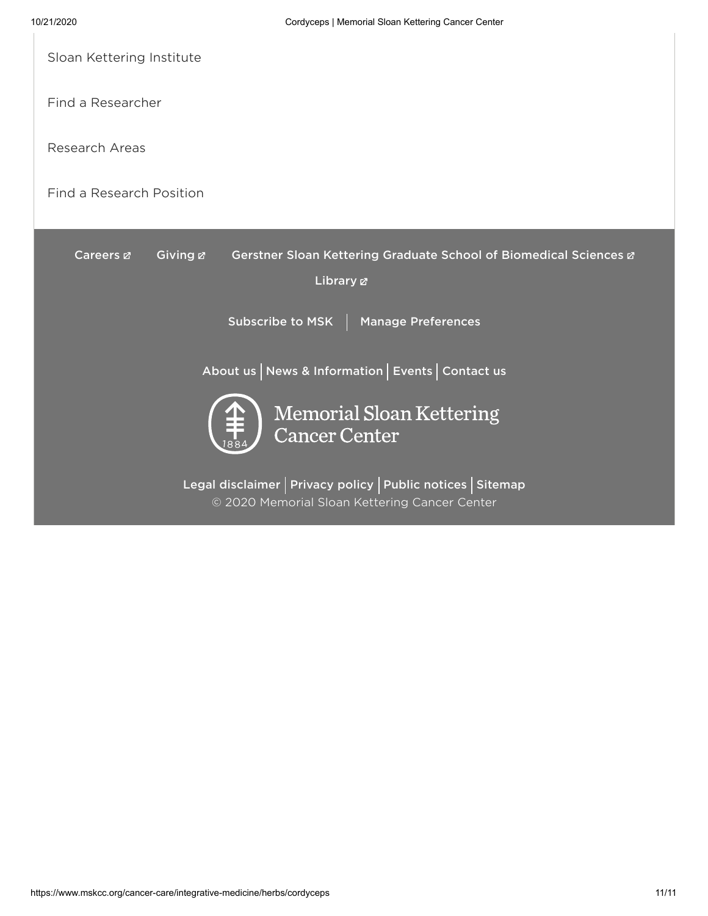Sloan Kettering Institute

Find a Researcher

Research Areas

Find a Research Position

Careers Giving Gerstner Sloan Kettering Graduate School of Biomedical Sciences

Library

Subscribe to MSK | Manage Preferences

About us | News & Information | Events | Contact us

Memorial Sloan Kettering Cancer Center

Legal disclaimer | Privacy policy | Public notices | Sitemap

© 2020 Memorial Sloan Kettering Cancer Center